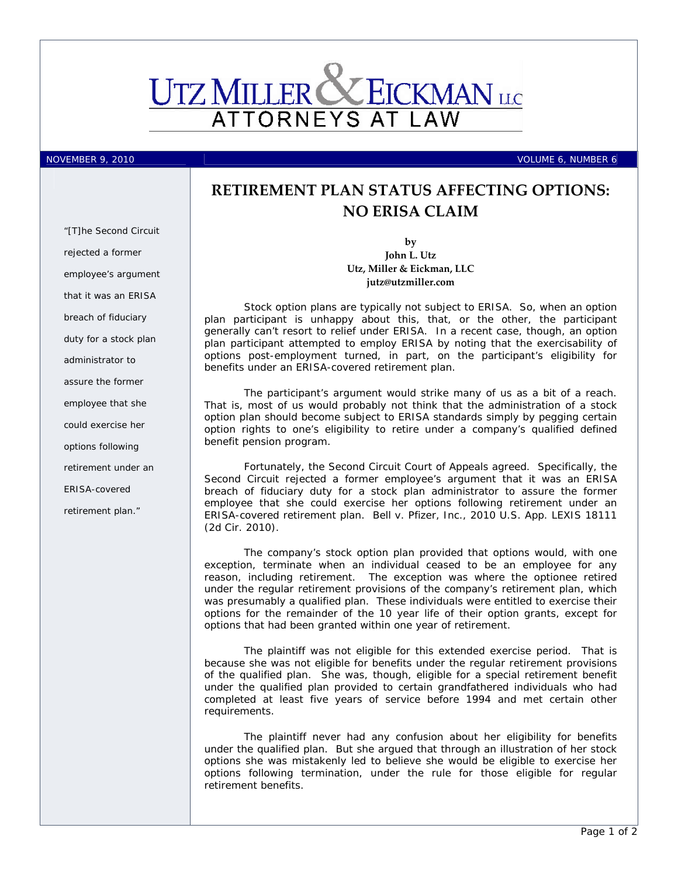# UTZ MILLER & EICKMAN LLC

ATTORNEYS AT LAW

NOVEMBER 9, 2010 VOLUME 6, NUMBER 6

## RETIREMENT PLAN STATUS AFFECTING OPTIONS: NO ERISA CLAIM

"[T]he Second Circuit rejected a former employee's argument that it was an ERISA breach of fiduciary duty for a stock plan administrator to assure the former employee that she could exercise her options following retirement under an ERISA-covered retirement plan."

by
**John L. Utz**
**Utz, Miller & Eickman, LLC**
**jutz@utzmiller.com**

Stock option plans are typically not subject to ERISA. So, when an option plan participant is unhappy about this, that, or the other, the participant generally can't resort to relief under ERISA. In a recent case, though, an option plan participant attempted to employ ERISA by noting that the exercisability of options post-employment turned, in part, on the participant's eligibility for benefits under an ERISA-covered retirement plan.

The participant's argument would strike many of us as a bit of a reach. That is, most of us would probably not think that the administration of a stock option plan should become subject to ERISA standards simply by pegging certain option rights to one's eligibility to retire under a company's qualified defined benefit pension program.

Fortunately, the Second Circuit Court of Appeals agreed. Specifically, the Second Circuit rejected a former employee's argument that it was an ERISA breach of fiduciary duty for a stock plan administrator to assure the former employee that she could exercise her options following retirement under an ERISA-covered retirement plan. Bell v. Pfizer, Inc., 2010 U.S. App. LEXIS 18111 (2d Cir. 2010).

The company's stock option plan provided that options would, with one exception, terminate when an individual ceased to be an employee for any reason, including retirement. The exception was where the optionee retired under the regular retirement provisions of the company's retirement plan, which was presumably a qualified plan. These individuals were entitled to exercise their options for the remainder of the 10 year life of their option grants, except for options that had been granted within one year of retirement.

The plaintiff was not eligible for this extended exercise period. That is because she was not eligible for benefits under the regular retirement provisions of the qualified plan. She was, though, eligible for a special retirement benefit under the qualified plan provided to certain grandfathered individuals who had completed at least five years of service before 1994 and met certain other requirements.

The plaintiff never had any confusion about her eligibility for benefits under the qualified plan. But she argued that through an illustration of her stock options she was mistakenly led to believe she would be eligible to exercise her options following termination, under the rule for those eligible for regular retirement benefits.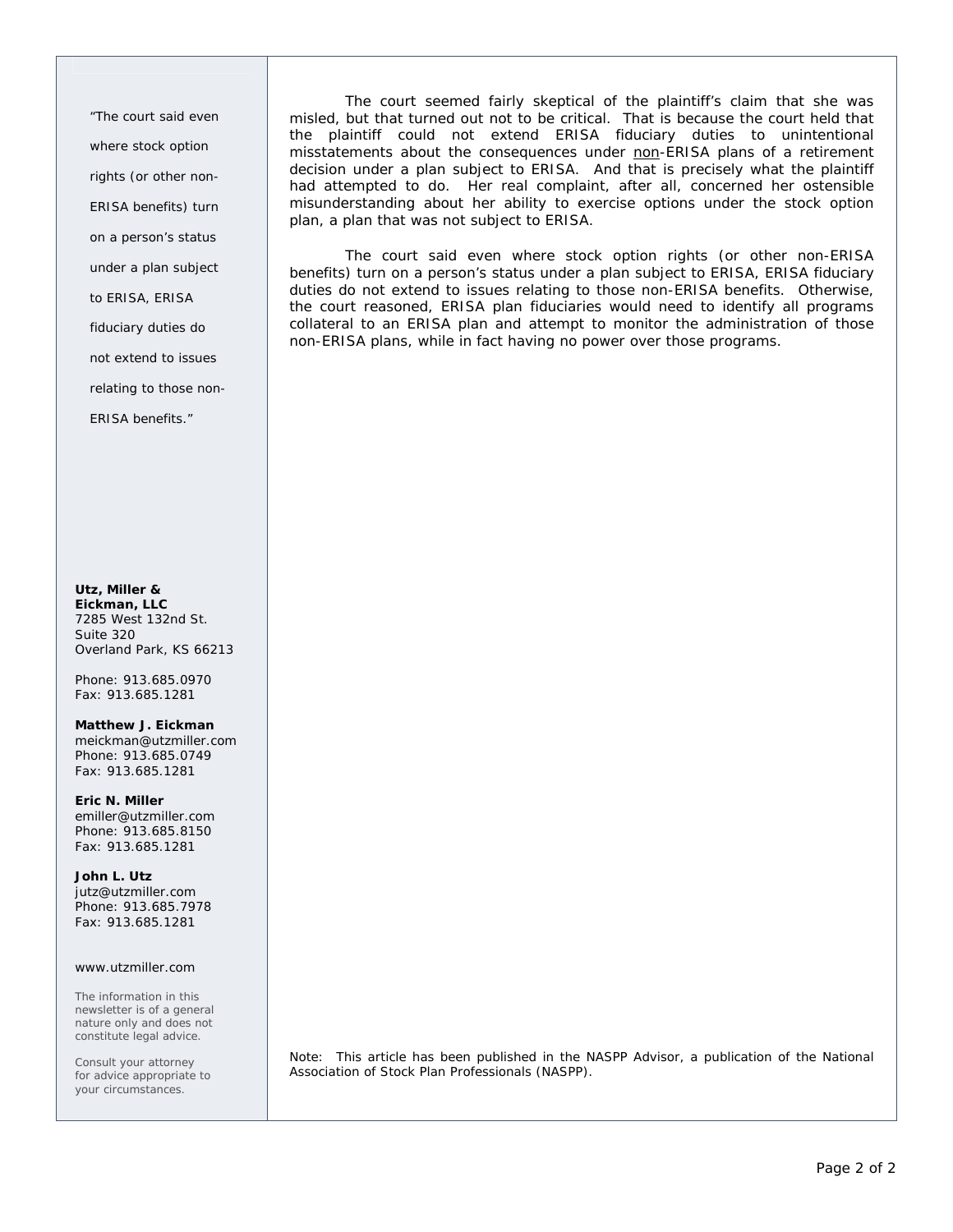The court seemed fairly skeptical of the plaintiff's claim that she was misled, but that turned out not to be critical. That is because the court held that the plaintiff could not extend ERISA fiduciary duties to unintentional misstatements about the consequences under non-ERISA plans of a retirement decision under a plan subject to ERISA. And that is precisely what the plaintiff had attempted to do. Her real complaint, after all, concerned her ostensible misunderstanding about her ability to exercise options under the stock option plan, a plan that was not subject to ERISA.

The court said even where stock option rights (or other non-ERISA benefits) turn on a person's status under a plan subject to ERISA, ERISA fiduciary duties do not extend to issues relating to those non-ERISA benefits. Otherwise, the court reasoned, ERISA plan fiduciaries would need to identify all programs collateral to an ERISA plan and attempt to monitor the administration of those non-ERISA plans, while in fact having no power over those programs.

"The court said even where stock option rights (or other non-ERISA benefits) turn on a person's status under a plan subject to ERISA, ERISA fiduciary duties do not extend to issues relating to those non-ERISA benefits."

**Utz, Miller & Eickman, LLC**
7285 West 132nd St.
Suite 320
Overland Park, KS 66213

Phone: 913.685.0970
Fax: 913.685.1281

**Matthew J. Eickman**
meickman@utzmiller.com
Phone: 913.685.0749
Fax: 913.685.1281

**Eric N. Miller**
emiller@utzmiller.com
Phone: 913.685.8150
Fax: 913.685.1281

**John L. Utz**
jutz@utzmiller.com
Phone: 913.685.7978
Fax: 913.685.1281

www.utzmiller.com

The information in this newsletter is of a general nature only and does not constitute legal advice.

Consult your attorney for advice appropriate to your circumstances.

Note: This article has been published in the NASPP Advisor, a publication of the National Association of Stock Plan Professionals (NASPP).